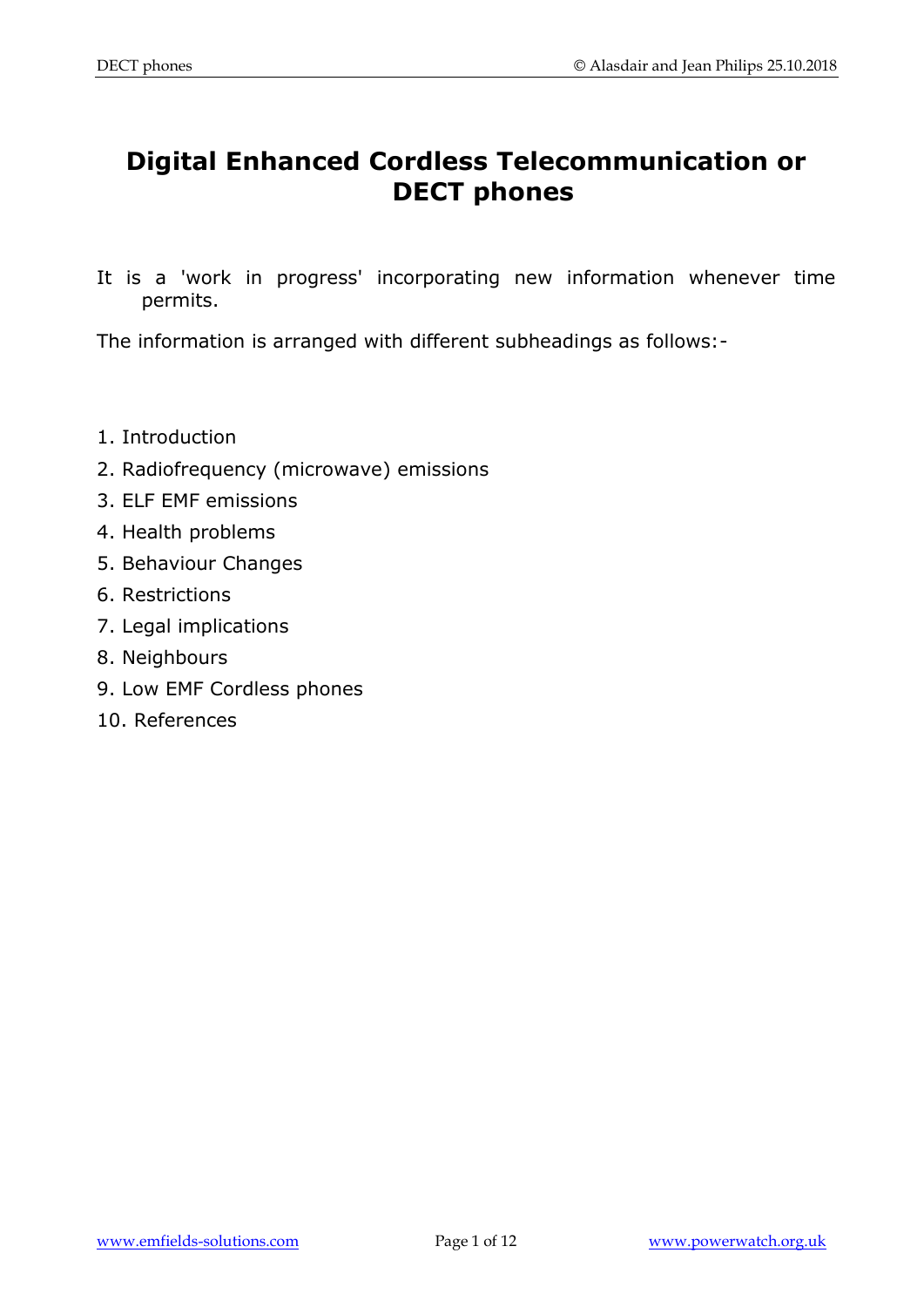# Digital Enhanced Cordless Telecommunication or DECT phones

It is a 'work in progress' incorporating new information whenever time permits.

The information is arranged with different subheadings as follows:-

1. Introduction
2. Radiofrequency (microwave) emissions
3. ELF EMF emissions
4. Health problems
5. Behaviour Changes
6. Restrictions
7. Legal implications
8. Neighbours
9. Low EMF Cordless phones
10. References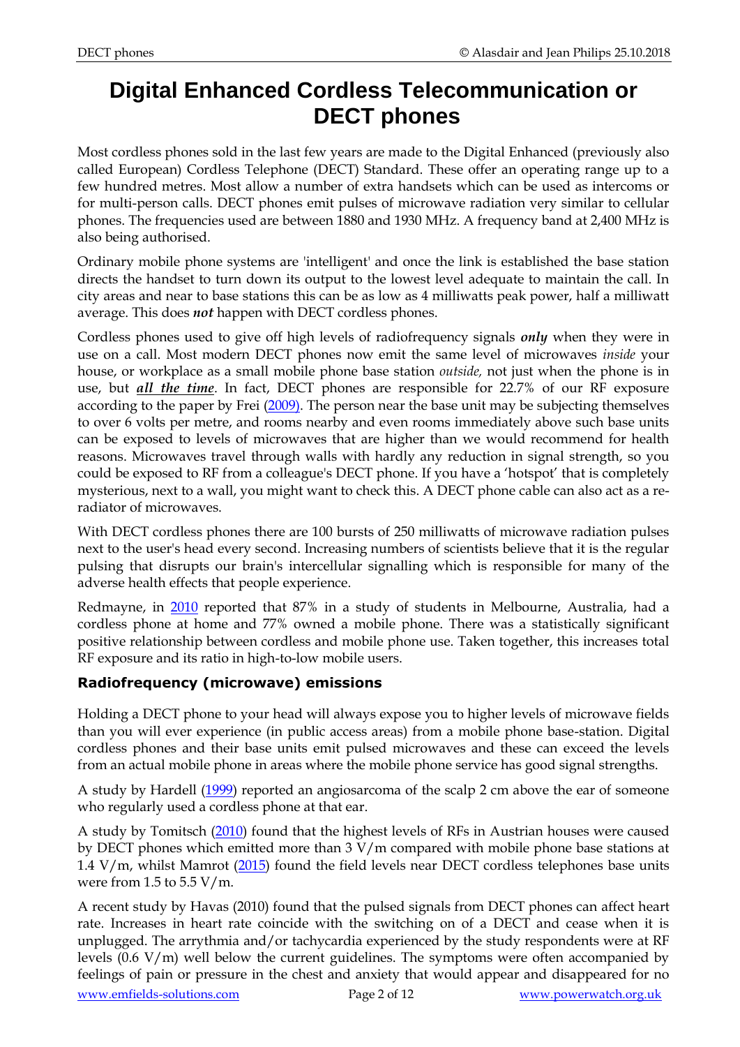# Digital Enhanced Cordless Telecommunication or DECT phones

Most cordless phones sold in the last few years are made to the Digital Enhanced (previously also called European) Cordless Telephone (DECT) Standard. These offer an operating range up to a few hundred metres. Most allow a number of extra handsets which can be used as intercoms or for multi-person calls. DECT phones emit pulses of microwave radiation very similar to cellular phones. The frequencies used are between 1880 and 1930 MHz. A frequency band at 2,400 MHz is also being authorised.

Ordinary mobile phone systems are 'intelligent' and once the link is established the base station directs the handset to turn down its output to the lowest level adequate to maintain the call. In city areas and near to base stations this can be as low as 4 milliwatts peak power, half a milliwatt average. This does ***not*** happen with DECT cordless phones.

Cordless phones used to give off high levels of radiofrequency signals ***only*** when they were in use on a call. Most modern DECT phones now emit the same level of microwaves *inside* your house, or workplace as a small mobile phone base station *outside,* not just when the phone is in use, but ***all the time***. In fact, DECT phones are responsible for 22.7% of our RF exposure according to the paper by Frei (2009). The person near the base unit may be subjecting themselves to over 6 volts per metre, and rooms nearby and even rooms immediately above such base units can be exposed to levels of microwaves that are higher than we would recommend for health reasons. Microwaves travel through walls with hardly any reduction in signal strength, so you could be exposed to RF from a colleague's DECT phone. If you have a 'hotspot' that is completely mysterious, next to a wall, you might want to check this. A DECT phone cable can also act as a re-radiator of microwaves.

With DECT cordless phones there are 100 bursts of 250 milliwatts of microwave radiation pulses next to the user's head every second. Increasing numbers of scientists believe that it is the regular pulsing that disrupts our brain's intercellular signalling which is responsible for many of the adverse health effects that people experience.

Redmayne, in 2010 reported that 87% in a study of students in Melbourne, Australia, had a cordless phone at home and 77% owned a mobile phone. There was a statistically significant positive relationship between cordless and mobile phone use. Taken together, this increases total RF exposure and its ratio in high-to-low mobile users.

### Radiofrequency (microwave) emissions

Holding a DECT phone to your head will always expose you to higher levels of microwave fields than you will ever experience (in public access areas) from a mobile phone base-station. Digital cordless phones and their base units emit pulsed microwaves and these can exceed the levels from an actual mobile phone in areas where the mobile phone service has good signal strengths.

A study by Hardell (1999) reported an angiosarcoma of the scalp 2 cm above the ear of someone who regularly used a cordless phone at that ear.

A study by Tomitsch (2010) found that the highest levels of RFs in Austrian houses were caused by DECT phones which emitted more than 3 V/m compared with mobile phone base stations at 1.4 V/m, whilst Mamrot (2015) found the field levels near DECT cordless telephones base units were from 1.5 to 5.5 V/m.

A recent study by Havas (2010) found that the pulsed signals from DECT phones can affect heart rate. Increases in heart rate coincide with the switching on of a DECT and cease when it is unplugged. The arrythmia and/or tachycardia experienced by the study respondents were at RF levels (0.6 V/m) well below the current guidelines. The symptoms were often accompanied by feelings of pain or pressure in the chest and anxiety that would appear and disappeared for no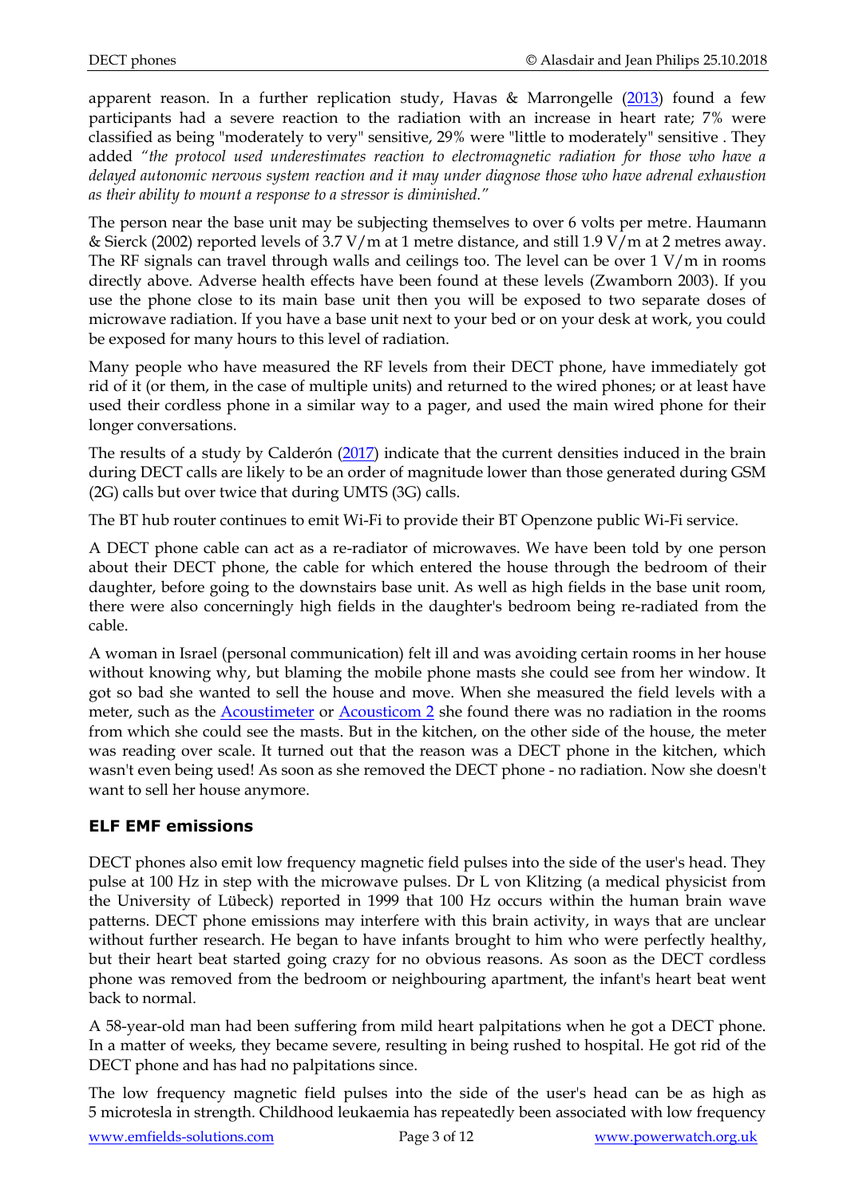apparent reason. In a further replication study, Havas & Marrongelle ([2013](2013)) found a few participants had a severe reaction to the radiation with an increase in heart rate; 7% were classified as being "moderately to very" sensitive, 29% were "little to moderately" sensitive . They added *"the protocol used underestimates reaction to electromagnetic radiation for those who have a delayed autonomic nervous system reaction and it may under diagnose those who have adrenal exhaustion as their ability to mount a response to a stressor is diminished."*

The person near the base unit may be subjecting themselves to over 6 volts per metre. Haumann & Sierck (2002) reported levels of 3.7 V/m at 1 metre distance, and still 1.9 V/m at 2 metres away. The RF signals can travel through walls and ceilings too. The level can be over 1 V/m in rooms directly above. Adverse health effects have been found at these levels (Zwamborn 2003). If you use the phone close to its main base unit then you will be exposed to two separate doses of microwave radiation. If you have a base unit next to your bed or on your desk at work, you could be exposed for many hours to this level of radiation.

Many people who have measured the RF levels from their DECT phone, have immediately got rid of it (or them, in the case of multiple units) and returned to the wired phones; or at least have used their cordless phone in a similar way to a pager, and used the main wired phone for their longer conversations.

The results of a study by Calderón ([2017](2017)) indicate that the current densities induced in the brain during DECT calls are likely to be an order of magnitude lower than those generated during GSM (2G) calls but over twice that during UMTS (3G) calls.

The BT hub router continues to emit Wi-Fi to provide their BT Openzone public Wi-Fi service.

A DECT phone cable can act as a re-radiator of microwaves. We have been told by one person about their DECT phone, the cable for which entered the house through the bedroom of their daughter, before going to the downstairs base unit. As well as high fields in the base unit room, there were also concerningly high fields in the daughter's bedroom being re-radiated from the cable.

A woman in Israel (personal communication) felt ill and was avoiding certain rooms in her house without knowing why, but blaming the mobile phone masts she could see from her window. It got so bad she wanted to sell the house and move. When she measured the field levels with a meter, such as the [Acoustimeter](Acoustimeter) or [Acousticom 2](Acousticom 2) she found there was no radiation in the rooms from which she could see the masts. But in the kitchen, on the other side of the house, the meter was reading over scale. It turned out that the reason was a DECT phone in the kitchen, which wasn't even being used! As soon as she removed the DECT phone - no radiation. Now she doesn't want to sell her house anymore.

## ELF EMF emissions

DECT phones also emit low frequency magnetic field pulses into the side of the user's head. They pulse at 100 Hz in step with the microwave pulses. Dr L von Klitzing (a medical physicist from the University of Lübeck) reported in 1999 that 100 Hz occurs within the human brain wave patterns. DECT phone emissions may interfere with this brain activity, in ways that are unclear without further research. He began to have infants brought to him who were perfectly healthy, but their heart beat started going crazy for no obvious reasons. As soon as the DECT cordless phone was removed from the bedroom or neighbouring apartment, the infant's heart beat went back to normal.

A 58-year-old man had been suffering from mild heart palpitations when he got a DECT phone. In a matter of weeks, they became severe, resulting in being rushed to hospital. He got rid of the DECT phone and has had no palpitations since.

The low frequency magnetic field pulses into the side of the user's head can be as high as 5 microtesla in strength. Childhood leukaemia has repeatedly been associated with low frequency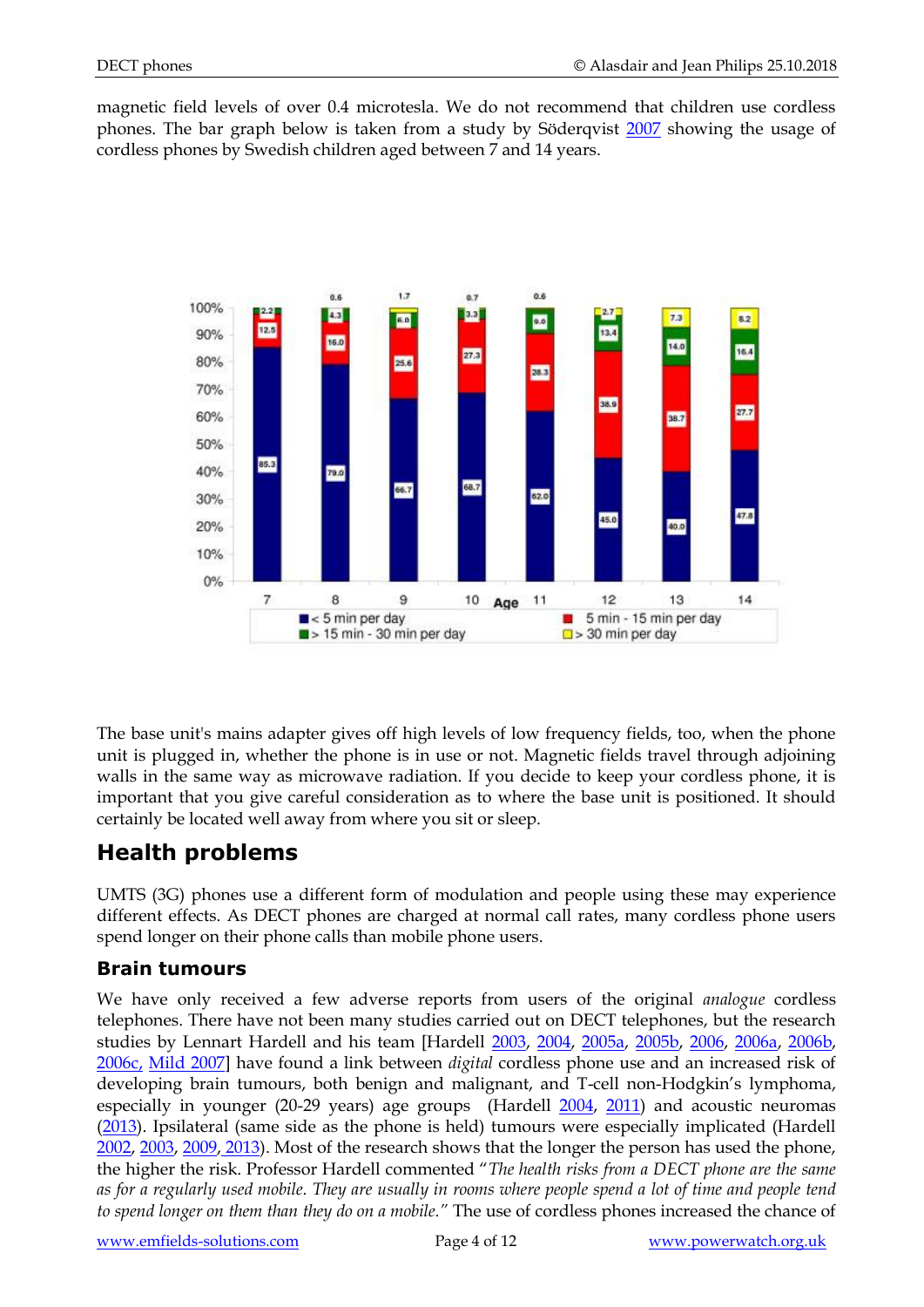magnetic field levels of over 0.4 microtesla. We do not recommend that children use cordless phones. The bar graph below is taken from a study by Söderqvist 2007 showing the usage of cordless phones by Swedish children aged between 7 and 14 years.

| Age | < 5 min per day | 5 min - 15 min per day | > 15 min - 30 min per day | > 30 min per day |
|---|---|---|---|---|
| 7 | 85.3 | 12.5 | 2.2 | |
| 8 | 79.0 | 16.0 | 4.3 | 0.6 |
| 9 | 66.7 | 25.6 | 6.0 | 1.7 |
| 10 | 68.7 | 27.3 | 3.3 | 0.7 |
| 11 | 62.0 | 28.3 | 9.0 | 0.6 |
| 12 | 45.0 | 38.9 | 13.4 | 2.7 |
| 13 | 40.0 | 38.7 | 14.0 | 7.3 |
| 14 | 47.8 | 27.7 | 16.4 | 8.2 |

The base unit's mains adapter gives off high levels of low frequency fields, too, when the phone unit is plugged in, whether the phone is in use or not. Magnetic fields travel through adjoining walls in the same way as microwave radiation. If you decide to keep your cordless phone, it is important that you give careful consideration as to where the base unit is positioned. It should certainly be located well away from where you sit or sleep.

## Health problems

UMTS (3G) phones use a different form of modulation and people using these may experience different effects. As DECT phones are charged at normal call rates, many cordless phone users spend longer on their phone calls than mobile phone users.

### Brain tumours

We have only received a few adverse reports from users of the original *analogue* cordless telephones. There have not been many studies carried out on DECT telephones, but the research studies by Lennart Hardell and his team [Hardell 2003, 2004, 2005a, 2005b, 2006, 2006a, 2006b, 2006c, Mild 2007] have found a link between *digital* cordless phone use and an increased risk of developing brain tumours, both benign and malignant, and T-cell non-Hodgkin's lymphoma, especially in younger (20-29 years) age groups (Hardell 2004, 2011) and acoustic neuromas (2013). Ipsilateral (same side as the phone is held) tumours were especially implicated (Hardell 2002, 2003, 2009, 2013). Most of the research shows that the longer the person has used the phone, the higher the risk. Professor Hardell commented "*The health risks from a DECT phone are the same as for a regularly used mobile. They are usually in rooms where people spend a lot of time and people tend to spend longer on them than they do on a mobile.*" The use of cordless phones increased the chance of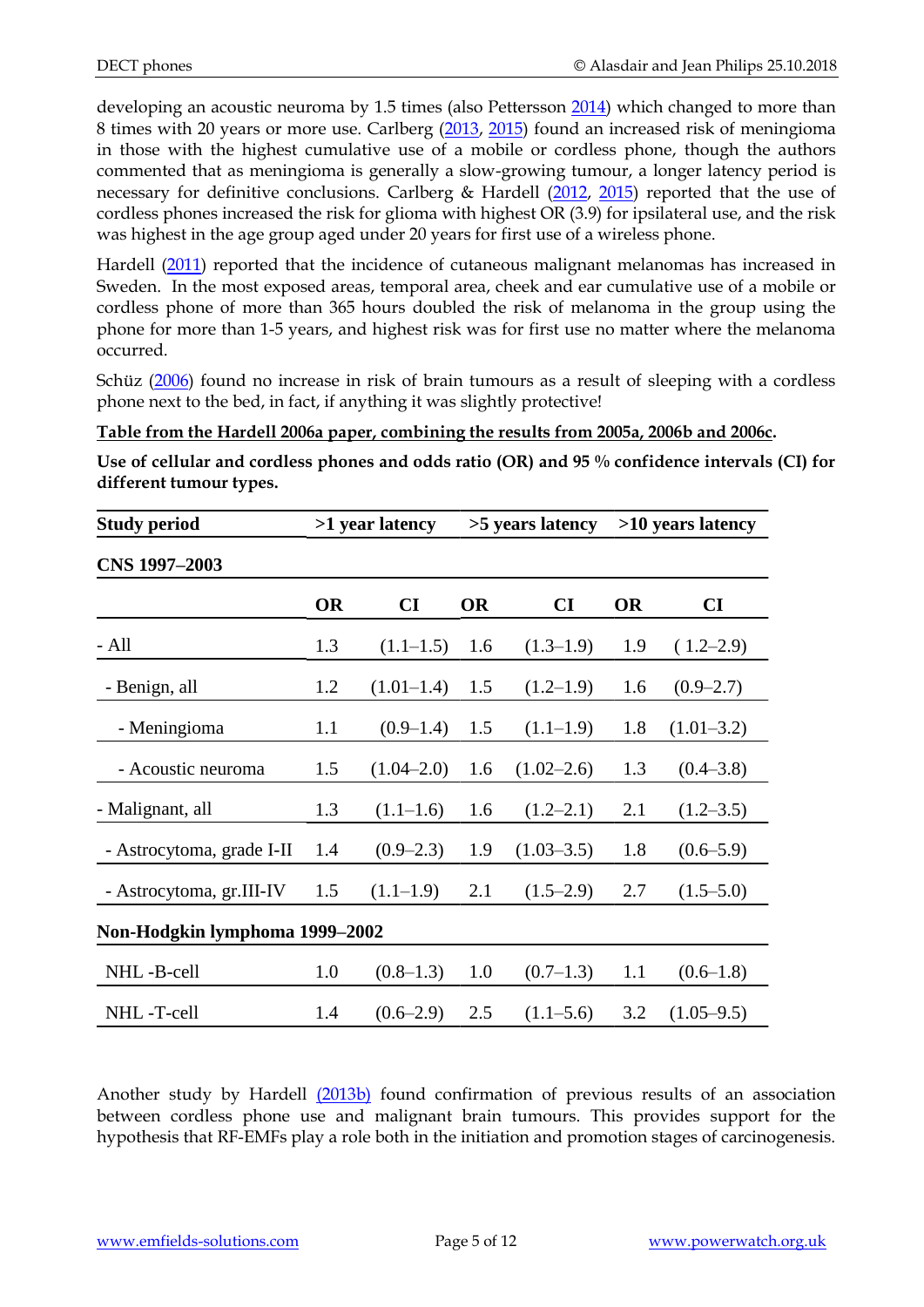developing an acoustic neuroma by 1.5 times (also Pettersson 2014) which changed to more than 8 times with 20 years or more use. Carlberg (2013, 2015) found an increased risk of meningioma in those with the highest cumulative use of a mobile or cordless phone, though the authors commented that as meningioma is generally a slow-growing tumour, a longer latency period is necessary for definitive conclusions. Carlberg & Hardell (2012, 2015) reported that the use of cordless phones increased the risk for glioma with highest OR (3.9) for ipsilateral use, and the risk was highest in the age group aged under 20 years for first use of a wireless phone.

Hardell (2011) reported that the incidence of cutaneous malignant melanomas has increased in Sweden. In the most exposed areas, temporal area, cheek and ear cumulative use of a mobile or cordless phone of more than 365 hours doubled the risk of melanoma in the group using the phone for more than 1-5 years, and highest risk was for first use no matter where the melanoma occurred.

Schüz (2006) found no increase in risk of brain tumours as a result of sleeping with a cordless phone next to the bed, in fact, if anything it was slightly protective!

**Table from the Hardell 2006a paper, combining the results from 2005a, 2006b and 2006c.**

**Use of cellular and cordless phones and odds ratio (OR) and 95 % confidence intervals (CI) for different tumour types.**

| **Study period** | **>1 year latency** | | **>5 years latency** | | **>10 years latency** | |
|---|---|---|---|---|---|---|
| **CNS 1997–2003** | | | | | | |
| | **OR** | **CI** | **OR** | **CI** | **OR** | **CI** |
| - All | 1.3 | (1.1–1.5) | 1.6 | (1.3–1.9) | 1.9 | ( 1.2–2.9) |
| - Benign, all | 1.2 | (1.01–1.4) | 1.5 | (1.2–1.9) | 1.6 | (0.9–2.7) |
| - Meningioma | 1.1 | (0.9–1.4) | 1.5 | (1.1–1.9) | 1.8 | (1.01–3.2) |
| - Acoustic neuroma | 1.5 | (1.04–2.0) | 1.6 | (1.02–2.6) | 1.3 | (0.4–3.8) |
| - Malignant, all | 1.3 | (1.1–1.6) | 1.6 | (1.2–2.1) | 2.1 | (1.2–3.5) |
| - Astrocytoma, grade I-II | 1.4 | (0.9–2.3) | 1.9 | (1.03–3.5) | 1.8 | (0.6–5.9) |
| - Astrocytoma, gr.III-IV | 1.5 | (1.1–1.9) | 2.1 | (1.5–2.9) | 2.7 | (1.5–5.0) |
| **Non-Hodgkin lymphoma 1999–2002** | | | | | | |
| NHL -B-cell | 1.0 | (0.8–1.3) | 1.0 | (0.7–1.3) | 1.1 | (0.6–1.8) |
| NHL -T-cell | 1.4 | (0.6–2.9) | 2.5 | (1.1–5.6) | 3.2 | (1.05–9.5) |

Another study by Hardell (2013b) found confirmation of previous results of an association between cordless phone use and malignant brain tumours. This provides support for the hypothesis that RF-EMFs play a role both in the initiation and promotion stages of carcinogenesis.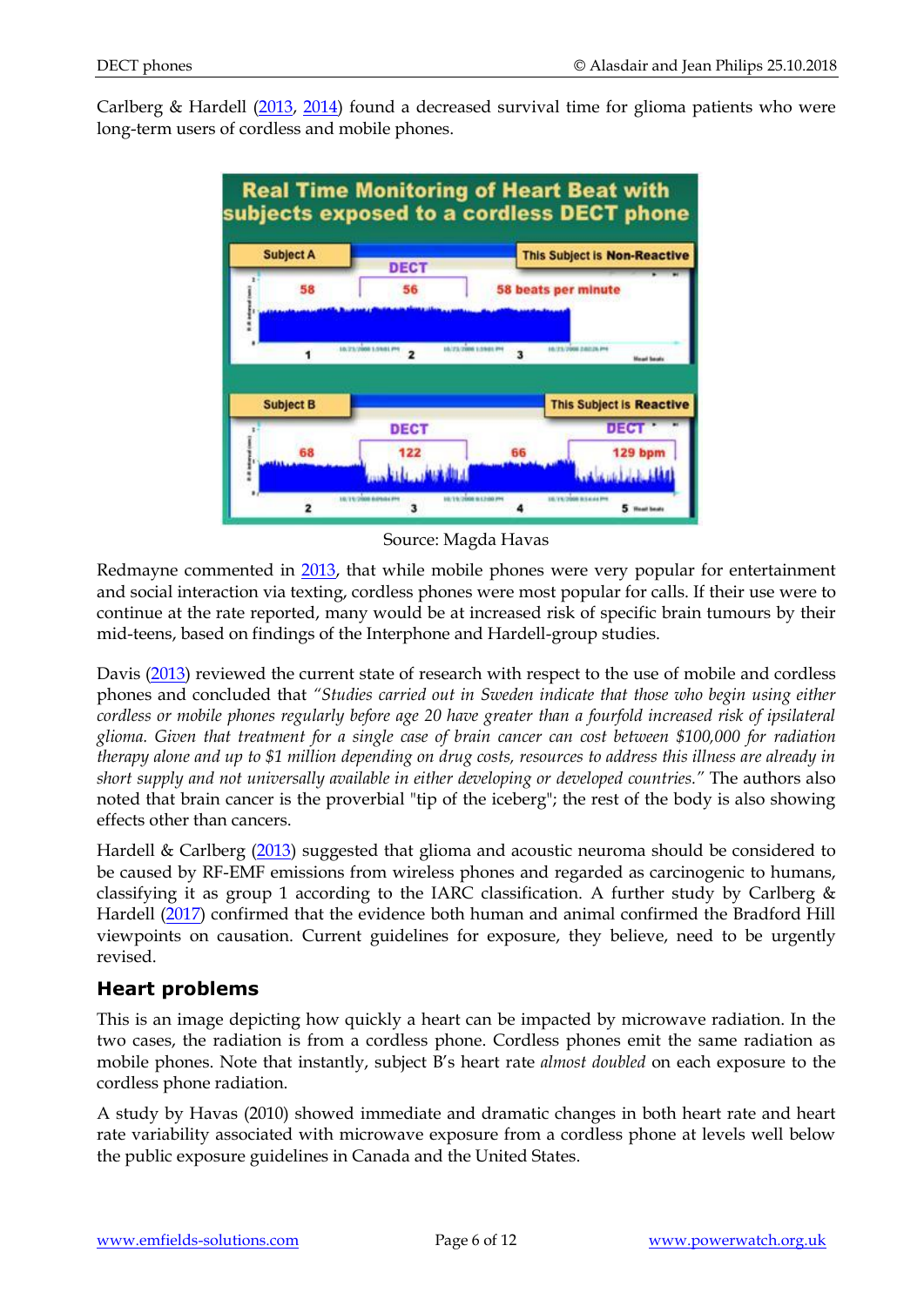Carlberg & Hardell (2013, 2014) found a decreased survival time for glioma patients who were long-term users of cordless and mobile phones.

Source: Magda Havas

Redmayne commented in 2013, that while mobile phones were very popular for entertainment and social interaction via texting, cordless phones were most popular for calls. If their use were to continue at the rate reported, many would be at increased risk of specific brain tumours by their mid-teens, based on findings of the Interphone and Hardell-group studies.

Davis (2013) reviewed the current state of research with respect to the use of mobile and cordless phones and concluded that *"Studies carried out in Sweden indicate that those who begin using either cordless or mobile phones regularly before age 20 have greater than a fourfold increased risk of ipsilateral glioma. Given that treatment for a single case of brain cancer can cost between $100,000 for radiation therapy alone and up to $1 million depending on drug costs, resources to address this illness are already in short supply and not universally available in either developing or developed countries."* The authors also noted that brain cancer is the proverbial "tip of the iceberg"; the rest of the body is also showing effects other than cancers.

Hardell & Carlberg (2013) suggested that glioma and acoustic neuroma should be considered to be caused by RF-EMF emissions from wireless phones and regarded as carcinogenic to humans, classifying it as group 1 according to the IARC classification. A further study by Carlberg & Hardell (2017) confirmed that the evidence both human and animal confirmed the Bradford Hill viewpoints on causation. Current guidelines for exposure, they believe, need to be urgently revised.

## Heart problems

This is an image depicting how quickly a heart can be impacted by microwave radiation. In the two cases, the radiation is from a cordless phone. Cordless phones emit the same radiation as mobile phones. Note that instantly, subject B's heart rate *almost doubled* on each exposure to the cordless phone radiation.

A study by Havas (2010) showed immediate and dramatic changes in both heart rate and heart rate variability associated with microwave exposure from a cordless phone at levels well below the public exposure guidelines in Canada and the United States.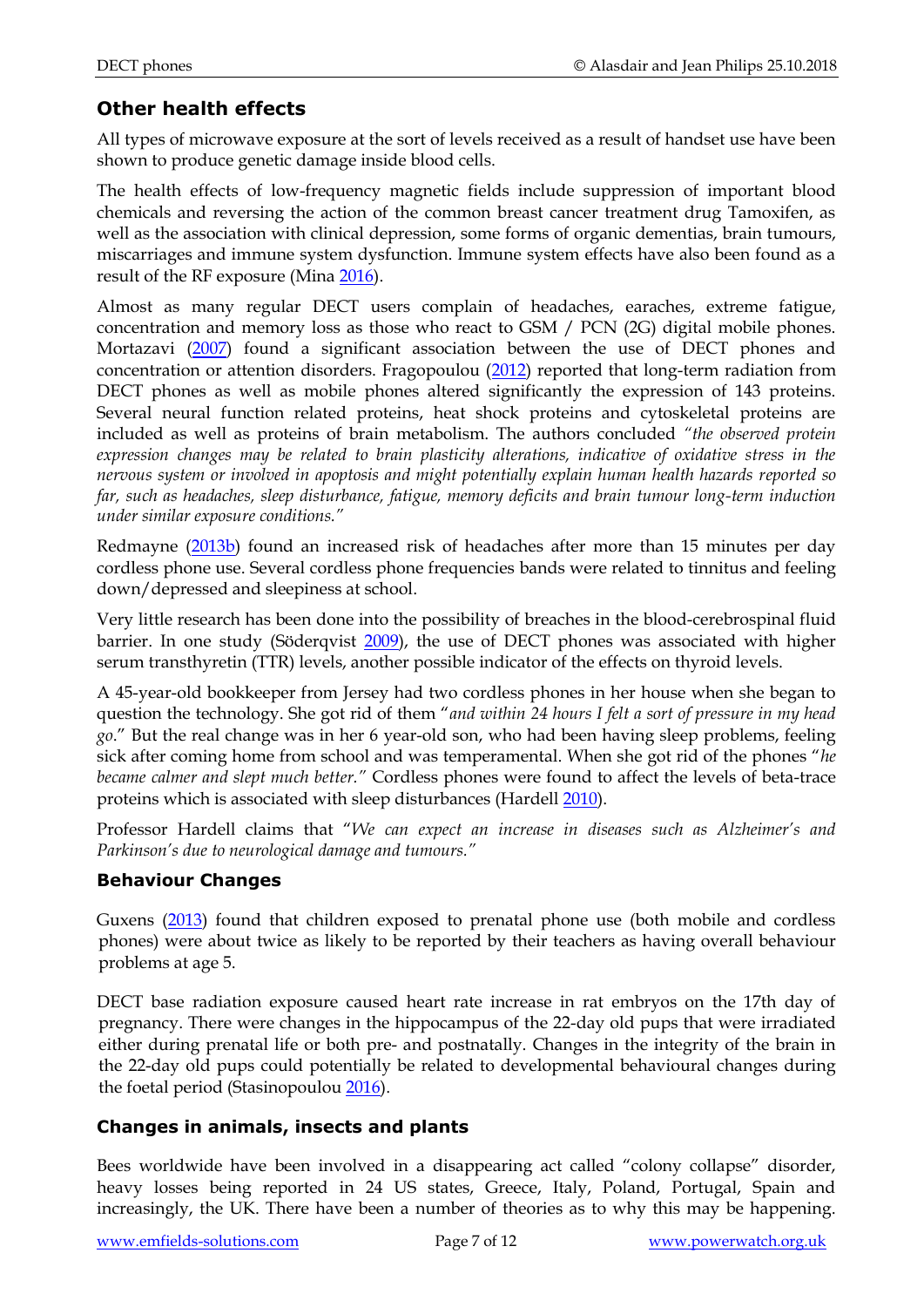## Other health effects

All types of microwave exposure at the sort of levels received as a result of handset use have been shown to produce genetic damage inside blood cells.

The health effects of low-frequency magnetic fields include suppression of important blood chemicals and reversing the action of the common breast cancer treatment drug Tamoxifen, as well as the association with clinical depression, some forms of organic dementias, brain tumours, miscarriages and immune system dysfunction. Immune system effects have also been found as a result of the RF exposure (Mina 2016).

Almost as many regular DECT users complain of headaches, earaches, extreme fatigue, concentration and memory loss as those who react to GSM / PCN (2G) digital mobile phones. Mortazavi (2007) found a significant association between the use of DECT phones and concentration or attention disorders. Fragopoulou (2012) reported that long-term radiation from DECT phones as well as mobile phones altered significantly the expression of 143 proteins. Several neural function related proteins, heat shock proteins and cytoskeletal proteins are included as well as proteins of brain metabolism. The authors concluded *"the observed protein expression changes may be related to brain plasticity alterations, indicative of oxidative stress in the nervous system or involved in apoptosis and might potentially explain human health hazards reported so far, such as headaches, sleep disturbance, fatigue, memory deficits and brain tumour long-term induction under similar exposure conditions."*

Redmayne (2013b) found an increased risk of headaches after more than 15 minutes per day cordless phone use. Several cordless phone frequencies bands were related to tinnitus and feeling down/depressed and sleepiness at school.

Very little research has been done into the possibility of breaches in the blood-cerebrospinal fluid barrier. In one study (Söderqvist 2009), the use of DECT phones was associated with higher serum transthyretin (TTR) levels, another possible indicator of the effects on thyroid levels.

A 45-year-old bookkeeper from Jersey had two cordless phones in her house when she began to question the technology. She got rid of them "*and within 24 hours I felt a sort of pressure in my head go*." But the real change was in her 6 year-old son, who had been having sleep problems, feeling sick after coming home from school and was temperamental. When she got rid of the phones "*he became calmer and slept much better."* Cordless phones were found to affect the levels of beta-trace proteins which is associated with sleep disturbances (Hardell 2010).

Professor Hardell claims that "*We can expect an increase in diseases such as Alzheimer's and Parkinson's due to neurological damage and tumours."*

### Behaviour Changes

Guxens (2013) found that children exposed to prenatal phone use (both mobile and cordless phones) were about twice as likely to be reported by their teachers as having overall behaviour problems at age 5.

DECT base radiation exposure caused heart rate increase in rat embryos on the 17th day of pregnancy. There were changes in the hippocampus of the 22-day old pups that were irradiated either during prenatal life or both pre- and postnatally. Changes in the integrity of the brain in the 22-day old pups could potentially be related to developmental behavioural changes during the foetal period (Stasinopoulou 2016).

### Changes in animals, insects and plants

Bees worldwide have been involved in a disappearing act called "colony collapse" disorder, heavy losses being reported in 24 US states, Greece, Italy, Poland, Portugal, Spain and increasingly, the UK. There have been a number of theories as to why this may be happening.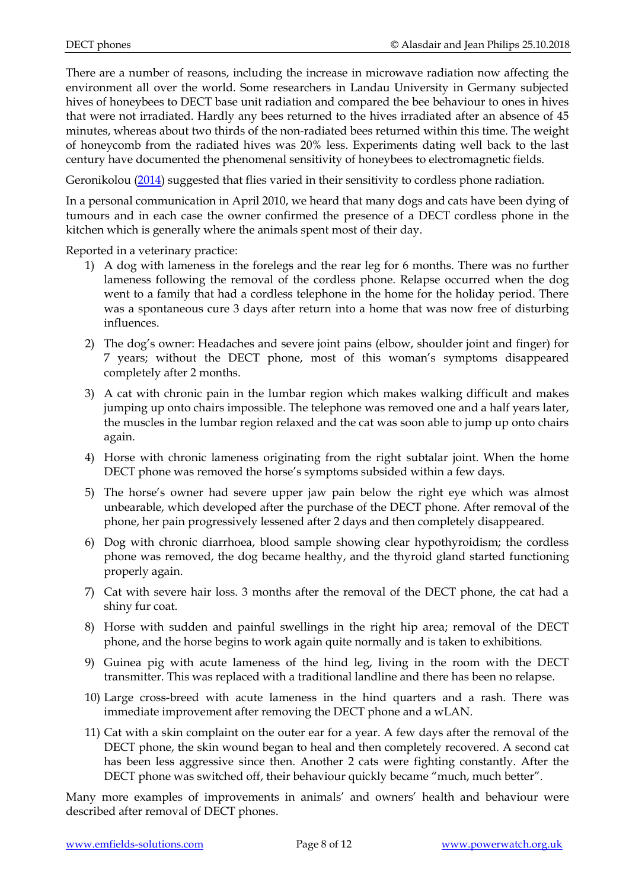There are a number of reasons, including the increase in microwave radiation now affecting the environment all over the world. Some researchers in Landau University in Germany subjected hives of honeybees to DECT base unit radiation and compared the bee behaviour to ones in hives that were not irradiated. Hardly any bees returned to the hives irradiated after an absence of 45 minutes, whereas about two thirds of the non-radiated bees returned within this time. The weight of honeycomb from the radiated hives was 20% less. Experiments dating well back to the last century have documented the phenomenal sensitivity of honeybees to electromagnetic fields.

Geronikolou (2014) suggested that flies varied in their sensitivity to cordless phone radiation.

In a personal communication in April 2010, we heard that many dogs and cats have been dying of tumours and in each case the owner confirmed the presence of a DECT cordless phone in the kitchen which is generally where the animals spent most of their day.

Reported in a veterinary practice:

1) A dog with lameness in the forelegs and the rear leg for 6 months. There was no further lameness following the removal of the cordless phone. Relapse occurred when the dog went to a family that had a cordless telephone in the home for the holiday period. There was a spontaneous cure 3 days after return into a home that was now free of disturbing influences.
2) The dog's owner: Headaches and severe joint pains (elbow, shoulder joint and finger) for 7 years; without the DECT phone, most of this woman's symptoms disappeared completely after 2 months.
3) A cat with chronic pain in the lumbar region which makes walking difficult and makes jumping up onto chairs impossible. The telephone was removed one and a half years later, the muscles in the lumbar region relaxed and the cat was soon able to jump up onto chairs again.
4) Horse with chronic lameness originating from the right subtalar joint. When the home DECT phone was removed the horse's symptoms subsided within a few days.
5) The horse's owner had severe upper jaw pain below the right eye which was almost unbearable, which developed after the purchase of the DECT phone. After removal of the phone, her pain progressively lessened after 2 days and then completely disappeared.
6) Dog with chronic diarrhoea, blood sample showing clear hypothyroidism; the cordless phone was removed, the dog became healthy, and the thyroid gland started functioning properly again.
7) Cat with severe hair loss. 3 months after the removal of the DECT phone, the cat had a shiny fur coat.
8) Horse with sudden and painful swellings in the right hip area; removal of the DECT phone, and the horse begins to work again quite normally and is taken to exhibitions.
9) Guinea pig with acute lameness of the hind leg, living in the room with the DECT transmitter. This was replaced with a traditional landline and there has been no relapse.
10) Large cross-breed with acute lameness in the hind quarters and a rash. There was immediate improvement after removing the DECT phone and a wLAN.
11) Cat with a skin complaint on the outer ear for a year. A few days after the removal of the DECT phone, the skin wound began to heal and then completely recovered. A second cat has been less aggressive since then. Another 2 cats were fighting constantly. After the DECT phone was switched off, their behaviour quickly became "much, much better".

Many more examples of improvements in animals' and owners' health and behaviour were described after removal of DECT phones.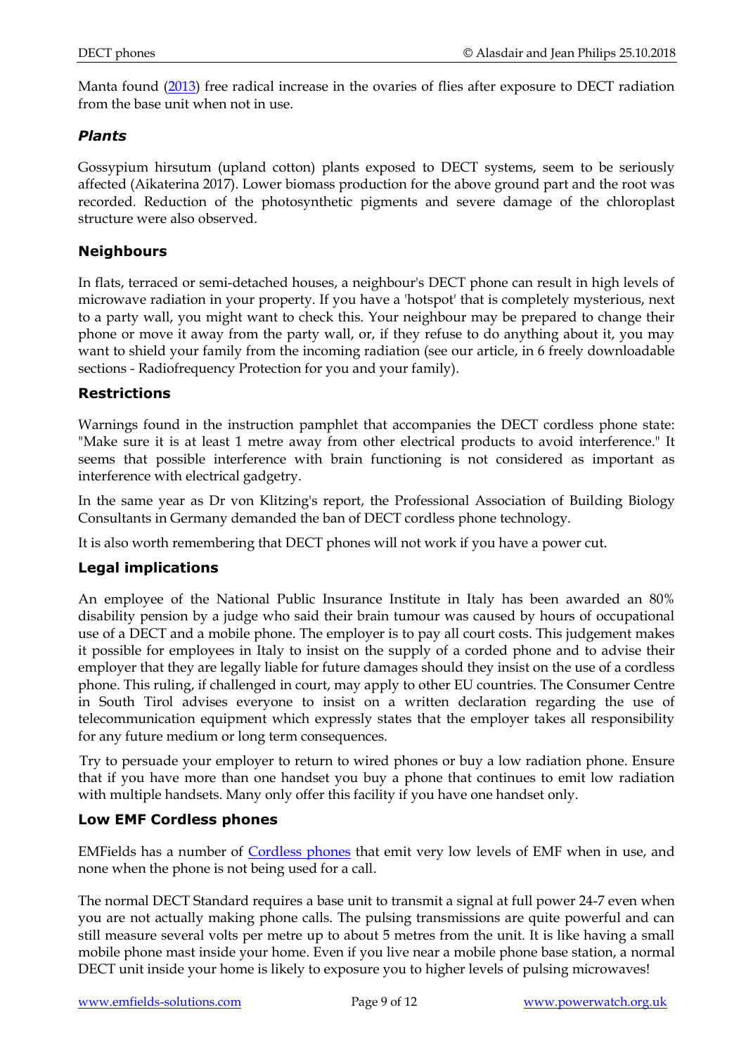Manta found (2013) free radical increase in the ovaries of flies after exposure to DECT radiation from the base unit when not in use.

### *Plants*

Gossypium hirsutum (upland cotton) plants exposed to DECT systems, seem to be seriously affected (Aikaterina 2017). Lower biomass production for the above ground part and the root was recorded. Reduction of the photosynthetic pigments and severe damage of the chloroplast structure were also observed.

### Neighbours

In flats, terraced or semi-detached houses, a neighbour's DECT phone can result in high levels of microwave radiation in your property. If you have a 'hotspot' that is completely mysterious, next to a party wall, you might want to check this. Your neighbour may be prepared to change their phone or move it away from the party wall, or, if they refuse to do anything about it, you may want to shield your family from the incoming radiation (see our article, in 6 freely downloadable sections - Radiofrequency Protection for you and your family).

### Restrictions

Warnings found in the instruction pamphlet that accompanies the DECT cordless phone state: "Make sure it is at least 1 metre away from other electrical products to avoid interference." It seems that possible interference with brain functioning is not considered as important as interference with electrical gadgetry.

In the same year as Dr von Klitzing's report, the Professional Association of Building Biology Consultants in Germany demanded the ban of DECT cordless phone technology.

It is also worth remembering that DECT phones will not work if you have a power cut.

### Legal implications

An employee of the National Public Insurance Institute in Italy has been awarded an 80% disability pension by a judge who said their brain tumour was caused by hours of occupational use of a DECT and a mobile phone. The employer is to pay all court costs. This judgement makes it possible for employees in Italy to insist on the supply of a corded phone and to advise their employer that they are legally liable for future damages should they insist on the use of a cordless phone. This ruling, if challenged in court, may apply to other EU countries. The Consumer Centre in South Tirol advises everyone to insist on a written declaration regarding the use of telecommunication equipment which expressly states that the employer takes all responsibility for any future medium or long term consequences.

Try to persuade your employer to return to wired phones or buy a low radiation phone. Ensure that if you have more than one handset you buy a phone that continues to emit low radiation with multiple handsets. Many only offer this facility if you have one handset only.

### Low EMF Cordless phones

EMFields has a number of Cordless phones that emit very low levels of EMF when in use, and none when the phone is not being used for a call.

The normal DECT Standard requires a base unit to transmit a signal at full power 24-7 even when you are not actually making phone calls. The pulsing transmissions are quite powerful and can still measure several volts per metre up to about 5 metres from the unit. It is like having a small mobile phone mast inside your home. Even if you live near a mobile phone base station, a normal DECT unit inside your home is likely to exposure you to higher levels of pulsing microwaves!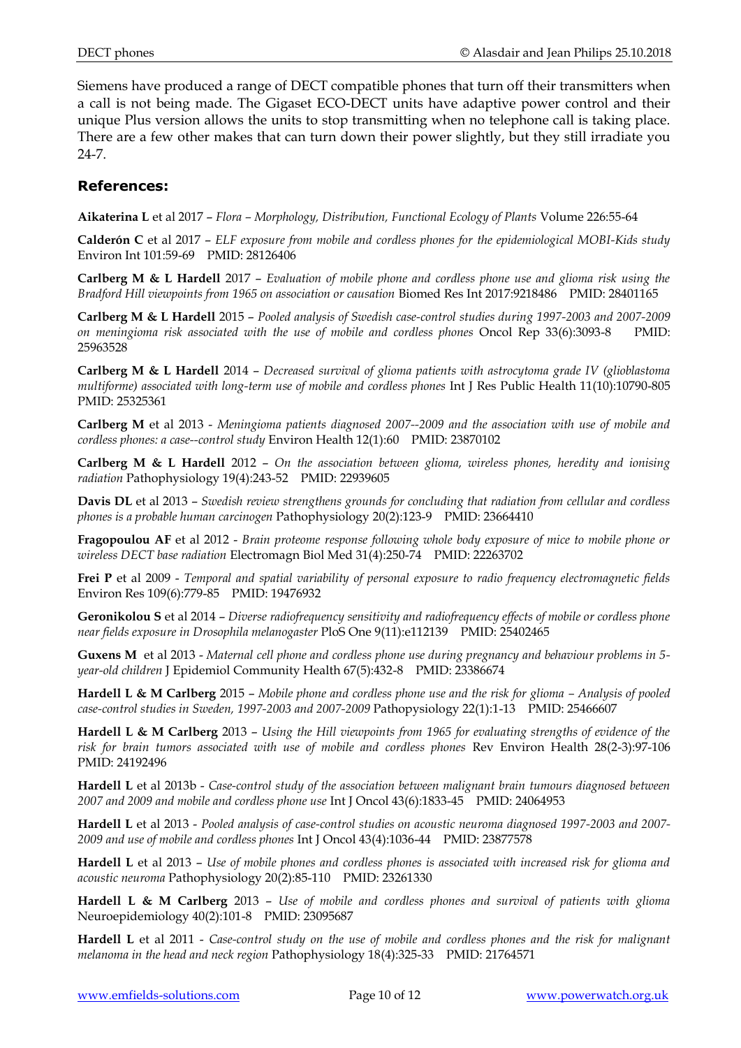Siemens have produced a range of DECT compatible phones that turn off their transmitters when a call is not being made. The Gigaset ECO-DECT units have adaptive power control and their unique Plus version allows the units to stop transmitting when no telephone call is taking place. There are a few other makes that can turn down their power slightly, but they still irradiate you 24-7.

## References:

**Aikaterina L** et al 2017 – *Flora – Morphology, Distribution, Functional Ecology of Plants* Volume 226:55-64

**Calderón C** et al 2017 – *ELF exposure from mobile and cordless phones for the epidemiological MOBI-Kids study* Environ Int 101:59-69 PMID: 28126406

**Carlberg M & L Hardell** 2017 – *Evaluation of mobile phone and cordless phone use and glioma risk using the Bradford Hill viewpoints from 1965 on association or causation* Biomed Res Int 2017:9218486 PMID: 28401165

**Carlberg M & L Hardell** 2015 – *Pooled analysis of Swedish case-control studies during 1997-2003 and 2007-2009 on meningioma risk associated with the use of mobile and cordless phones* Oncol Rep 33(6):3093-8 PMID: 25963528

**Carlberg M & L Hardell** 2014 – *Decreased survival of glioma patients with astrocytoma grade IV (glioblastoma multiforme) associated with long-term use of mobile and cordless phones* Int J Res Public Health 11(10):10790-805 PMID: 25325361

**Carlberg M** et al 2013 - *Meningioma patients diagnosed 2007--2009 and the association with use of mobile and cordless phones: a case--control study* Environ Health 12(1):60 PMID: 23870102

**Carlberg M & L Hardell** 2012 – *On the association between glioma, wireless phones, heredity and ionising radiation* Pathophysiology 19(4):243-52 PMID: 22939605

**Davis DL** et al 2013 – *Swedish review strengthens grounds for concluding that radiation from cellular and cordless phones is a probable human carcinogen* Pathophysiology 20(2):123-9 PMID: 23664410

**Fragopoulou AF** et al 2012 - *Brain proteome response following whole body exposure of mice to mobile phone or wireless DECT base radiation* Electromagn Biol Med 31(4):250-74 PMID: 22263702

**Frei P** et al 2009 - *Temporal and spatial variability of personal exposure to radio frequency electromagnetic fields* Environ Res 109(6):779-85 PMID: 19476932

**Geronikolou S** et al 2014 – *Diverse radiofrequency sensitivity and radiofrequency effects of mobile or cordless phone near fields exposure in Drosophila melanogaster* PloS One 9(11):e112139 PMID: 25402465

**Guxens M** et al 2013 - *Maternal cell phone and cordless phone use during pregnancy and behaviour problems in 5-year-old children* J Epidemiol Community Health 67(5):432-8 PMID: 23386674

**Hardell L & M Carlberg** 2015 – *Mobile phone and cordless phone use and the risk for glioma – Analysis of pooled case-control studies in Sweden, 1997-2003 and 2007-2009* Pathopysiology 22(1):1-13 PMID: 25466607

**Hardell L & M Carlberg** 2013 – *Using the Hill viewpoints from 1965 for evaluating strengths of evidence of the risk for brain tumors associated with use of mobile and cordless phones* Rev Environ Health 28(2-3):97-106 PMID: 24192496

**Hardell L** et al 2013b - *Case-control study of the association between malignant brain tumours diagnosed between 2007 and 2009 and mobile and cordless phone use* Int J Oncol 43(6):1833-45 PMID: 24064953

**Hardell L** et al 2013 - *Pooled analysis of case-control studies on acoustic neuroma diagnosed 1997-2003 and 2007-2009 and use of mobile and cordless phones* Int J Oncol 43(4):1036-44 PMID: 23877578

**Hardell L** et al 2013 – *Use of mobile phones and cordless phones is associated with increased risk for glioma and acoustic neuroma* Pathophysiology 20(2):85-110 PMID: 23261330

**Hardell L & M Carlberg** 2013 – *Use of mobile and cordless phones and survival of patients with glioma* Neuroepidemiology 40(2):101-8 PMID: 23095687

**Hardell L** et al 2011 - *Case-control study on the use of mobile and cordless phones and the risk for malignant melanoma in the head and neck region* Pathophysiology 18(4):325-33 PMID: 21764571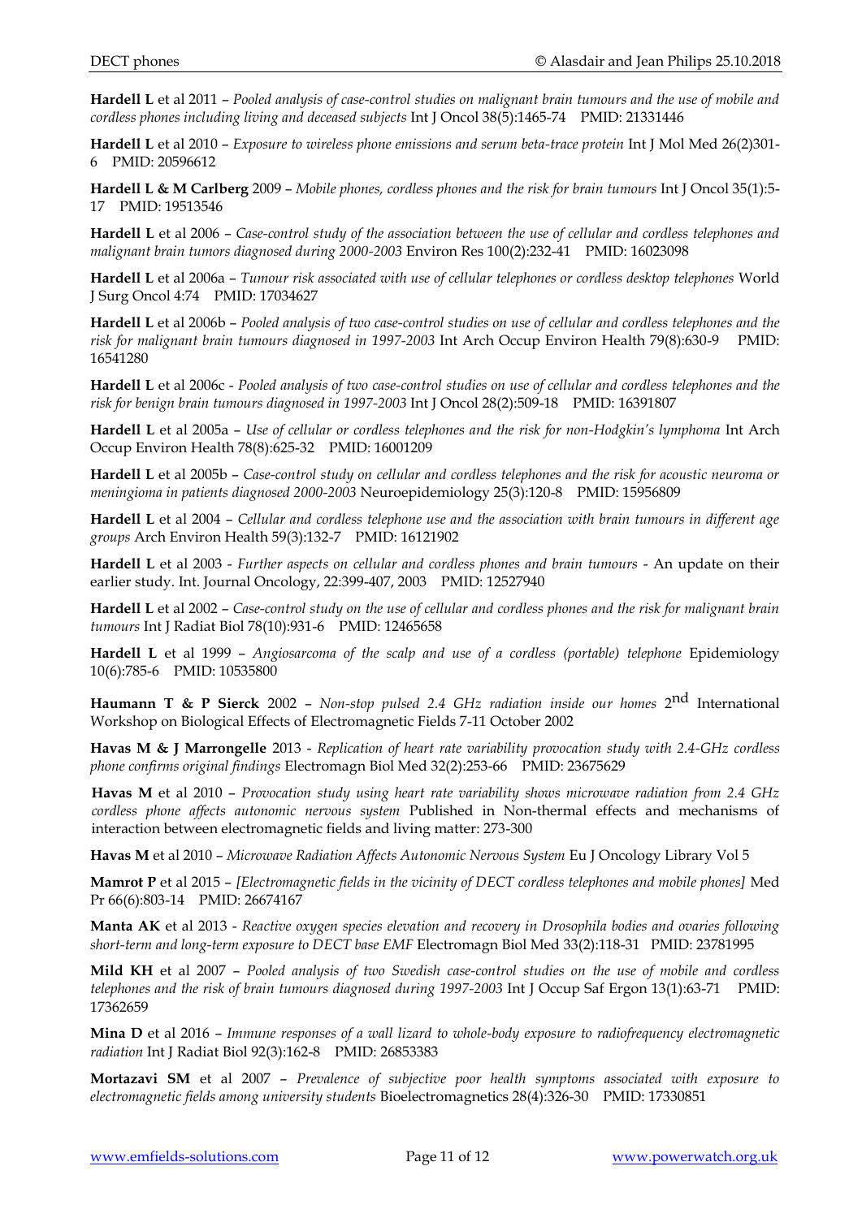**Hardell L** et al 2011 – *Pooled analysis of case-control studies on malignant brain tumours and the use of mobile and cordless phones including living and deceased subjects* Int J Oncol 38(5):1465-74 PMID: 21331446

**Hardell L** et al 2010 – *Exposure to wireless phone emissions and serum beta-trace protein* Int J Mol Med 26(2)301-6 PMID: 20596612

**Hardell L & M Carlberg** 2009 – *Mobile phones, cordless phones and the risk for brain tumours* Int J Oncol 35(1):5-17 PMID: 19513546

**Hardell L** et al 2006 – *Case-control study of the association between the use of cellular and cordless telephones and malignant brain tumors diagnosed during 2000-2003* Environ Res 100(2):232-41 PMID: 16023098

**Hardell L** et al 2006a – *Tumour risk associated with use of cellular telephones or cordless desktop telephones* World J Surg Oncol 4:74 PMID: 17034627

**Hardell L** et al 2006b – *Pooled analysis of two case-control studies on use of cellular and cordless telephones and the risk for malignant brain tumours diagnosed in 1997-2003* Int Arch Occup Environ Health 79(8):630-9 PMID: 16541280

**Hardell L** et al 2006c - *Pooled analysis of two case-control studies on use of cellular and cordless telephones and the risk for benign brain tumours diagnosed in 1997-2003* Int J Oncol 28(2):509-18 PMID: 16391807

**Hardell L** et al 2005a – *Use of cellular or cordless telephones and the risk for non-Hodgkin's lymphoma* Int Arch Occup Environ Health 78(8):625-32 PMID: 16001209

**Hardell L** et al 2005b – *Case-control study on cellular and cordless telephones and the risk for acoustic neuroma or meningioma in patients diagnosed 2000-2003* Neuroepidemiology 25(3):120-8 PMID: 15956809

**Hardell L** et al 2004 – *Cellular and cordless telephone use and the association with brain tumours in different age groups* Arch Environ Health 59(3):132-7 PMID: 16121902

**Hardell L** et al 2003 - *Further aspects on cellular and cordless phones and brain tumours* - An update on their earlier study. Int. Journal Oncology, 22:399-407, 2003 PMID: 12527940

**Hardell L** et al 2002 – *Case-control study on the use of cellular and cordless phones and the risk for malignant brain tumours* Int J Radiat Biol 78(10):931-6 PMID: 12465658

**Hardell L** et al 1999 – *Angiosarcoma of the scalp and use of a cordless (portable) telephone* Epidemiology 10(6):785-6 PMID: 10535800

**Haumann T & P Sierck** 2002 – *Non-stop pulsed 2.4 GHz radiation inside our homes* 2nd International Workshop on Biological Effects of Electromagnetic Fields 7-11 October 2002

**Havas M & J Marrongelle** 2013 - *Replication of heart rate variability provocation study with 2.4-GHz cordless phone confirms original findings* Electromagn Biol Med 32(2):253-66 PMID: 23675629

**Havas M** et al 2010 – *Provocation study using heart rate variability shows microwave radiation from 2.4 GHz cordless phone affects autonomic nervous system* Published in Non-thermal effects and mechanisms of interaction between electromagnetic fields and living matter: 273-300

**Havas M** et al 2010 – *Microwave Radiation Affects Autonomic Nervous System* Eu J Oncology Library Vol 5

**Mamrot P** et al 2015 – *[Electromagnetic fields in the vicinity of DECT cordless telephones and mobile phones]* Med Pr 66(6):803-14 PMID: 26674167

**Manta AK** et al 2013 - *Reactive oxygen species elevation and recovery in Drosophila bodies and ovaries following short-term and long-term exposure to DECT base EMF* Electromagn Biol Med 33(2):118-31 PMID: 23781995

**Mild KH** et al 2007 – *Pooled analysis of two Swedish case-control studies on the use of mobile and cordless telephones and the risk of brain tumours diagnosed during 1997-2003* Int J Occup Saf Ergon 13(1):63-71 PMID: 17362659

**Mina D** et al 2016 – *Immune responses of a wall lizard to whole-body exposure to radiofrequency electromagnetic radiation* Int J Radiat Biol 92(3):162-8 PMID: 26853383

**Mortazavi SM** et al 2007 – *Prevalence of subjective poor health symptoms associated with exposure to electromagnetic fields among university students* Bioelectromagnetics 28(4):326-30 PMID: 17330851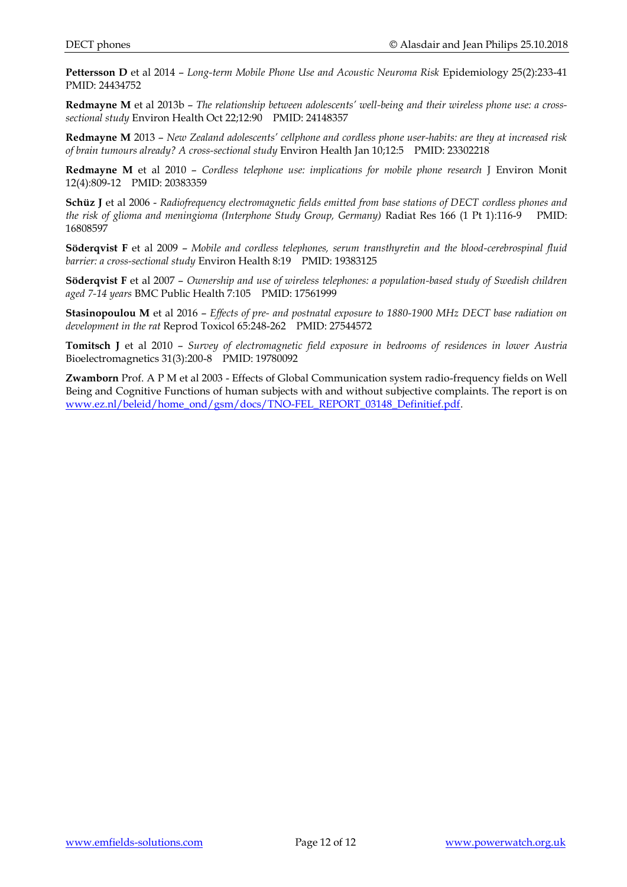**Pettersson D** et al 2014 – *Long-term Mobile Phone Use and Acoustic Neuroma Risk* Epidemiology 25(2):233-41 PMID: 24434752

**Redmayne M** et al 2013b – *The relationship between adolescents' well-being and their wireless phone use: a cross-sectional study* Environ Health Oct 22;12:90 PMID: 24148357

**Redmayne M** 2013 – *New Zealand adolescents' cellphone and cordless phone user-habits: are they at increased risk of brain tumours already? A cross-sectional study* Environ Health Jan 10;12:5 PMID: 23302218

**Redmayne M** et al 2010 – *Cordless telephone use: implications for mobile phone research* J Environ Monit 12(4):809-12 PMID: 20383359

**Schüz J** et al 2006 - *Radiofrequency electromagnetic fields emitted from base stations of DECT cordless phones and the risk of glioma and meningioma (Interphone Study Group, Germany)* Radiat Res 166 (1 Pt 1):116-9 PMID: 16808597

**Söderqvist F** et al 2009 – *Mobile and cordless telephones, serum transthyretin and the blood-cerebrospinal fluid barrier: a cross-sectional study* Environ Health 8:19 PMID: 19383125

**Söderqvist F** et al 2007 – *Ownership and use of wireless telephones: a population-based study of Swedish children aged 7-14 years* BMC Public Health 7:105 PMID: 17561999

**Stasinopoulou M** et al 2016 – *Effects of pre- and postnatal exposure to 1880-1900 MHz DECT base radiation on development in the rat* Reprod Toxicol 65:248-262 PMID: 27544572

**Tomitsch J** et al 2010 – *Survey of electromagnetic field exposure in bedrooms of residences in lower Austria* Bioelectromagnetics 31(3):200-8 PMID: 19780092

**Zwamborn** Prof. A P M et al 2003 - Effects of Global Communication system radio-frequency fields on Well Being and Cognitive Functions of human subjects with and without subjective complaints. The report is on www.ez.nl/beleid/home_ond/gsm/docs/TNO-FEL_REPORT_03148_Definitief.pdf.